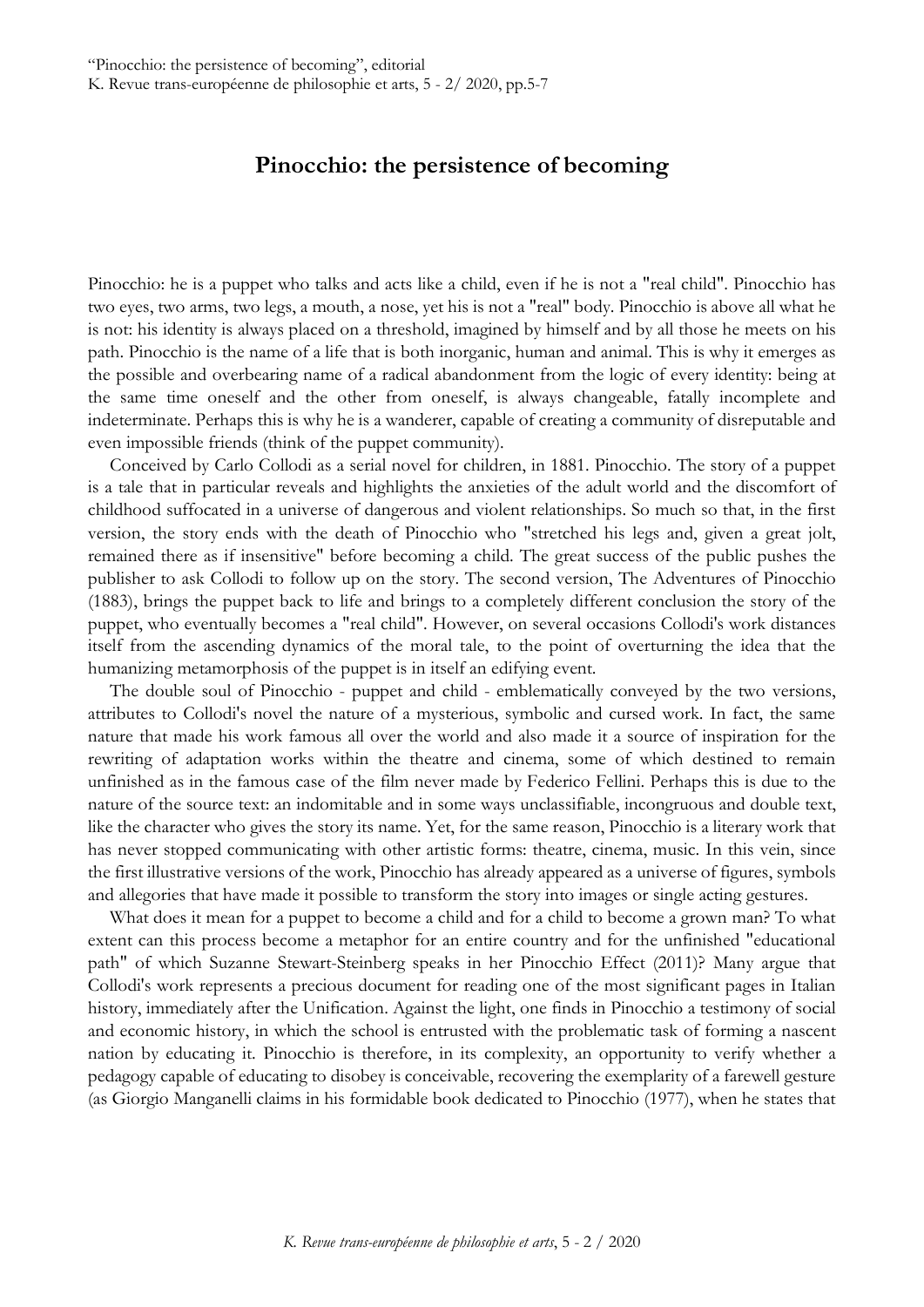# Pinocchio: the persistence of becoming

Pinocchio: he is a puppet who talks and acts like a child, even if he is not a "real child". Pinocchio has two eyes, two arms, two legs, a mouth, a nose, yet his is not a "real" body. Pinocchio is above all what he is not: his identity is always placed on a threshold, imagined by himself and by all those he meets on his path. Pinocchio is the name of a life that is both inorganic, human and animal. This is why it emerges as the possible and overbearing name of a radical abandonment from the logic of every identity: being at the same time oneself and the other from oneself, is always changeable, fatally incomplete and indeterminate. Perhaps this is why he is a wanderer, capable of creating a community of disreputable and even impossible friends (think of the puppet community).

Conceived by Carlo Collodi as a serial novel for children, in 1881. Pinocchio. The story of a puppet is a tale that in particular reveals and highlights the anxieties of the adult world and the discomfort of childhood suffocated in a universe of dangerous and violent relationships. So much so that, in the first version, the story ends with the death of Pinocchio who "stretched his legs and, given a great jolt, remained there as if insensitive" before becoming a child. The great success of the public pushes the publisher to ask Collodi to follow up on the story. The second version, The Adventures of Pinocchio (1883), brings the puppet back to life and brings to a completely different conclusion the story of the puppet, who eventually becomes a "real child". However, on several occasions Collodi's work distances itself from the ascending dynamics of the moral tale, to the point of overturning the idea that the humanizing metamorphosis of the puppet is in itself an edifying event.

The double soul of Pinocchio - puppet and child - emblematically conveyed by the two versions, attributes to Collodi's novel the nature of a mysterious, symbolic and cursed work. In fact, the same nature that made his work famous all over the world and also made it a source of inspiration for the rewriting of adaptation works within the theatre and cinema, some of which destined to remain unfinished as in the famous case of the film never made by Federico Fellini. Perhaps this is due to the nature of the source text: an indomitable and in some ways unclassifiable, incongruous and double text, like the character who gives the story its name. Yet, for the same reason, Pinocchio is a literary work that has never stopped communicating with other artistic forms: theatre, cinema, music. In this vein, since the first illustrative versions of the work, Pinocchio has already appeared as a universe of figures, symbols and allegories that have made it possible to transform the story into images or single acting gestures.

What does it mean for a puppet to become a child and for a child to become a grown man? To what extent can this process become a metaphor for an entire country and for the unfinished "educational path" of which Suzanne Stewart-Steinberg speaks in her Pinocchio Effect (2011)? Many argue that Collodi's work represents a precious document for reading one of the most significant pages in Italian history, immediately after the Unification. Against the light, one finds in Pinocchio a testimony of social and economic history, in which the school is entrusted with the problematic task of forming a nascent nation by educating it. Pinocchio is therefore, in its complexity, an opportunity to verify whether a pedagogy capable of educating to disobey is conceivable, recovering the exemplarity of a farewell gesture (as Giorgio Manganelli claims in his formidable book dedicated to Pinocchio (1977), when he states that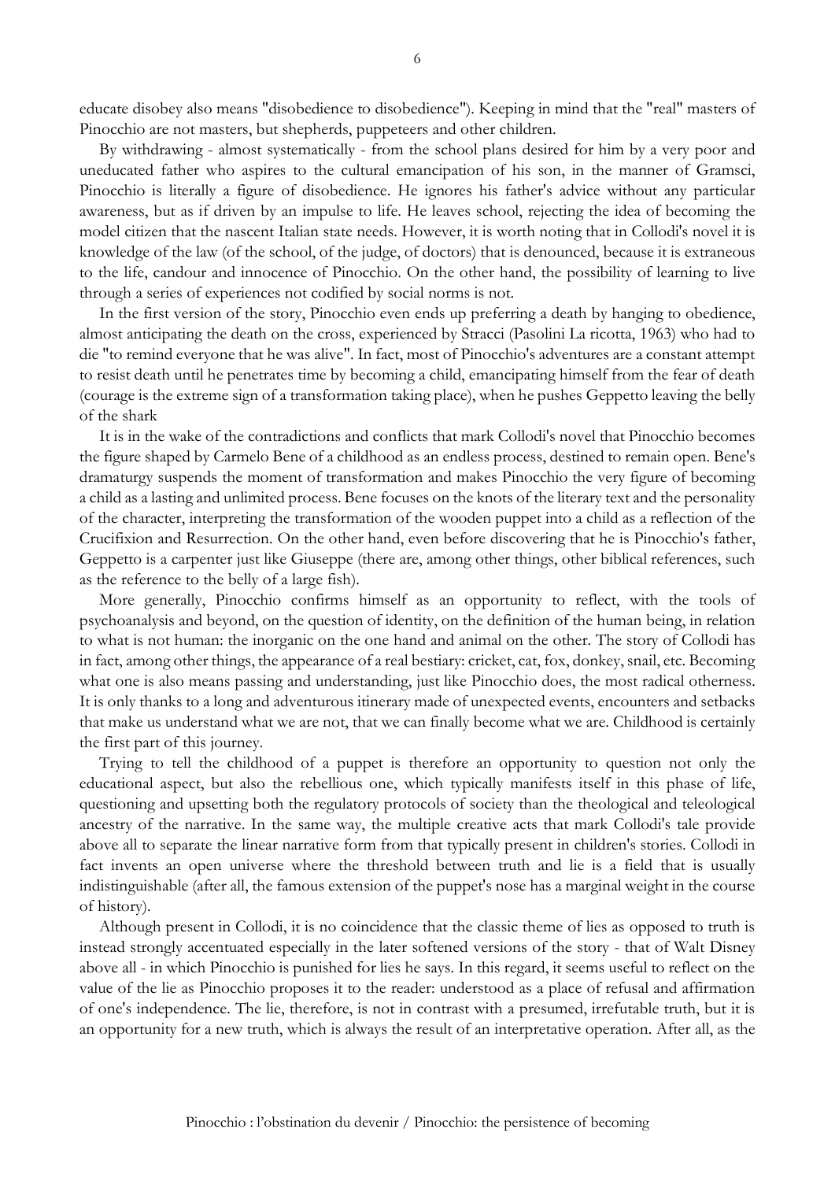educate disobey also means "disobedience to disobedience"). Keeping in mind that the "real" masters of Pinocchio are not masters, but shepherds, puppeteers and other children.

By withdrawing - almost systematically - from the school plans desired for him by a very poor and uneducated father who aspires to the cultural emancipation of his son, in the manner of Gramsci, Pinocchio is literally a figure of disobedience. He ignores his father's advice without any particular awareness, but as if driven by an impulse to life. He leaves school, rejecting the idea of becoming the model citizen that the nascent Italian state needs. However, it is worth noting that in Collodi's novel it is knowledge of the law (of the school, of the judge, of doctors) that is denounced, because it is extraneous to the life, candour and innocence of Pinocchio. On the other hand, the possibility of learning to live through a series of experiences not codified by social norms is not.

In the first version of the story, Pinocchio even ends up preferring a death by hanging to obedience, almost anticipating the death on the cross, experienced by Stracci (Pasolini La ricotta, 1963) who had to die "to remind everyone that he was alive". In fact, most of Pinocchio's adventures are a constant attempt to resist death until he penetrates time by becoming a child, emancipating himself from the fear of death (courage is the extreme sign of a transformation taking place), when he pushes Geppetto leaving the belly of the shark

It is in the wake of the contradictions and conflicts that mark Collodi's novel that Pinocchio becomes the figure shaped by Carmelo Bene of a childhood as an endless process, destined to remain open. Bene's dramaturgy suspends the moment of transformation and makes Pinocchio the very figure of becoming a child as a lasting and unlimited process. Bene focuses on the knots of the literary text and the personality of the character, interpreting the transformation of the wooden puppet into a child as a reflection of the Crucifixion and Resurrection. On the other hand, even before discovering that he is Pinocchio's father, Geppetto is a carpenter just like Giuseppe (there are, among other things, other biblical references, such as the reference to the belly of a large fish).

More generally, Pinocchio confirms himself as an opportunity to reflect, with the tools of psychoanalysis and beyond, on the question of identity, on the definition of the human being, in relation to what is not human: the inorganic on the one hand and animal on the other. The story of Collodi has in fact, among other things, the appearance of a real bestiary: cricket, cat, fox, donkey, snail, etc. Becoming what one is also means passing and understanding, just like Pinocchio does, the most radical otherness. It is only thanks to a long and adventurous itinerary made of unexpected events, encounters and setbacks that make us understand what we are not, that we can finally become what we are. Childhood is certainly the first part of this journey.

Trying to tell the childhood of a puppet is therefore an opportunity to question not only the educational aspect, but also the rebellious one, which typically manifests itself in this phase of life, questioning and upsetting both the regulatory protocols of society than the theological and teleological ancestry of the narrative. In the same way, the multiple creative acts that mark Collodi's tale provide above all to separate the linear narrative form from that typically present in children's stories. Collodi in fact invents an open universe where the threshold between truth and lie is a field that is usually indistinguishable (after all, the famous extension of the puppet's nose has a marginal weight in the course of history).

Although present in Collodi, it is no coincidence that the classic theme of lies as opposed to truth is instead strongly accentuated especially in the later softened versions of the story - that of Walt Disney above all - in which Pinocchio is punished for lies he says. In this regard, it seems useful to reflect on the value of the lie as Pinocchio proposes it to the reader: understood as a place of refusal and affirmation of one's independence. The lie, therefore, is not in contrast with a presumed, irrefutable truth, but it is an opportunity for a new truth, which is always the result of an interpretative operation. After all, as the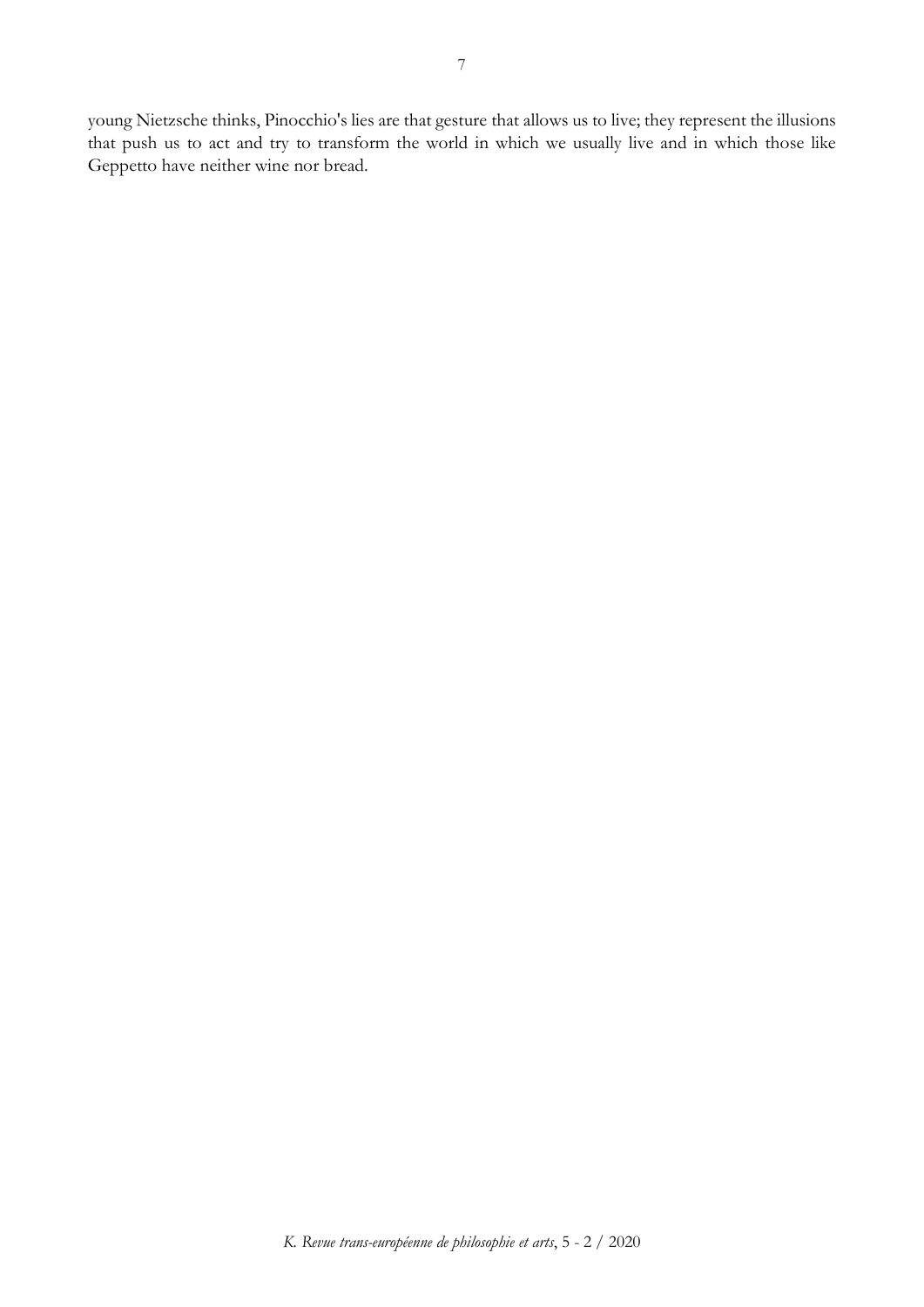young Nietzsche thinks, Pinocchio's lies are that gesture that allows us to live; they represent the illusions that push us to act and try to transform the world in which we usually live and in which those like Geppetto have neither wine nor bread.